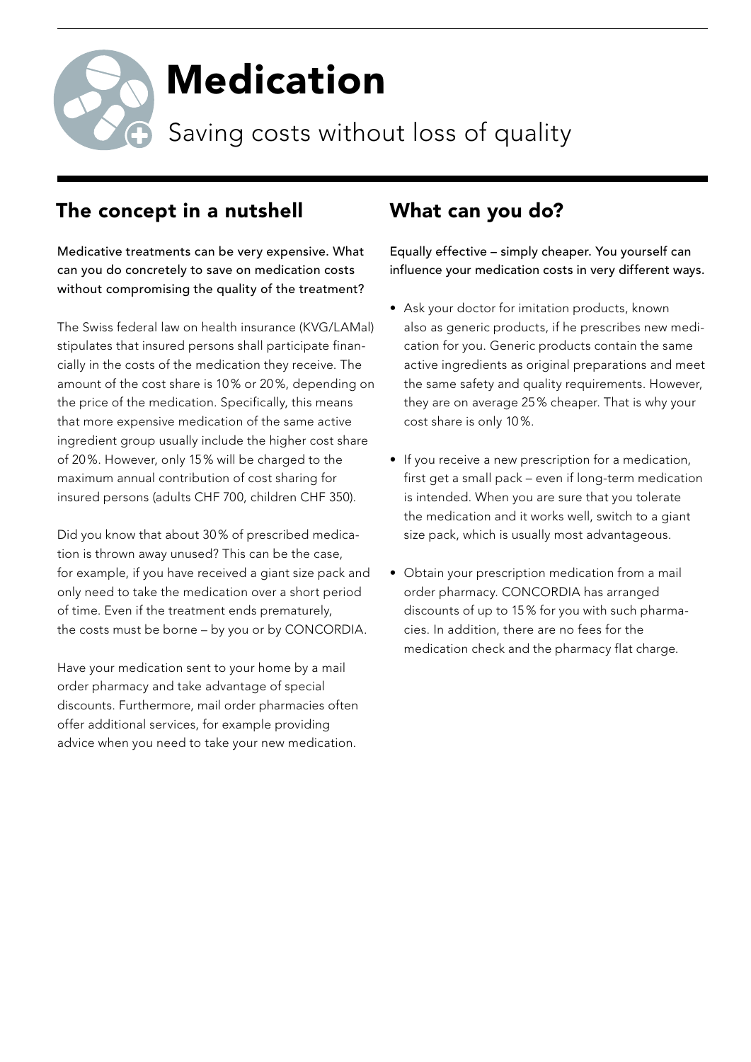# Medication

Saving costs without loss of quality

## The concept in a nutshell

Medicative treatments can be very expensive. What can you do concretely to save on medication costs without compromising the quality of the treatment?

The Swiss federal law on health insurance (KVG/LAMal) stipulates that insured persons shall participate financially in the costs of the medication they receive. The amount of the cost share is 10% or 20%, depending on the price of the medication. Specifically, this means that more expensive medication of the same active ingredient group usually include the higher cost share of 20%. However, only 15% will be charged to the maximum annual contribution of cost sharing for insured persons (adults CHF 700, children CHF 350).

Did you know that about 30% of prescribed medication is thrown away unused? This can be the case, for example, if you have received a giant size pack and only need to take the medication over a short period of time. Even if the treatment ends prematurely, the costs must be borne – by you or by CONCORDIA.

Have your medication sent to your home by a mail order pharmacy and take advantage of special discounts. Furthermore, mail order pharmacies often offer additional services, for example providing advice when you need to take your new medication.

## What can you do?

Equally effective – simply cheaper. You yourself can influence your medication costs in very different ways.

- Ask your doctor for imitation products, known also as generic products, if he prescribes new medication for you. Generic products contain the same active ingredients as original preparations and meet the same safety and quality requirements. However, they are on average 25% cheaper. That is why your cost share is only 10%.
- If you receive a new prescription for a medication, first get a small pack – even if long-term medication is intended. When you are sure that you tolerate the medication and it works well, switch to a giant size pack, which is usually most advantageous.
- Obtain your prescription medication from a mail order pharmacy. CONCORDIA has arranged discounts of up to 15% for you with such pharmacies. In addition, there are no fees for the medication check and the pharmacy flat charge.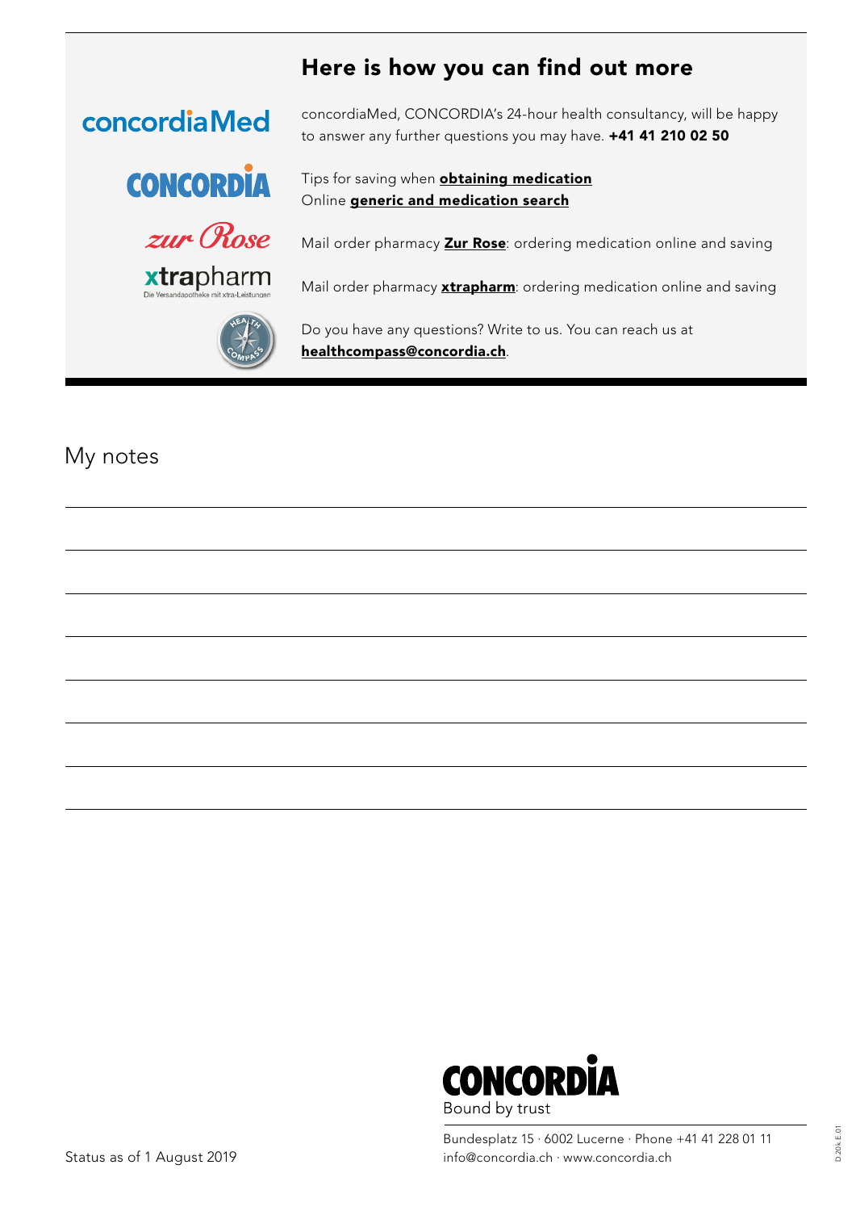## Here is how you can find out more

concordiaMed, CONCORDIA's 24-hour health consultancy, will be happy to answer any further questions you may have. **+41 41 210 02 50**

Tips for saving when **obtaining medication**
Online **generic and medication search**

Mail order pharmacy **Zur Rose**: ordering medication online and saving

Mail order pharmacy **xtrapharm**: ordering medication online and saving

Do you have any questions? Write to us. You can reach us at **healthcompass@concordia.ch**.

## My notes

CONCORDIA
Bound by trust

Bundesplatz 15 · 6002 Lucerne · Phone +41 41 228 01 11
info@concordia.ch · www.concordia.ch

Status as of 1 August 2019